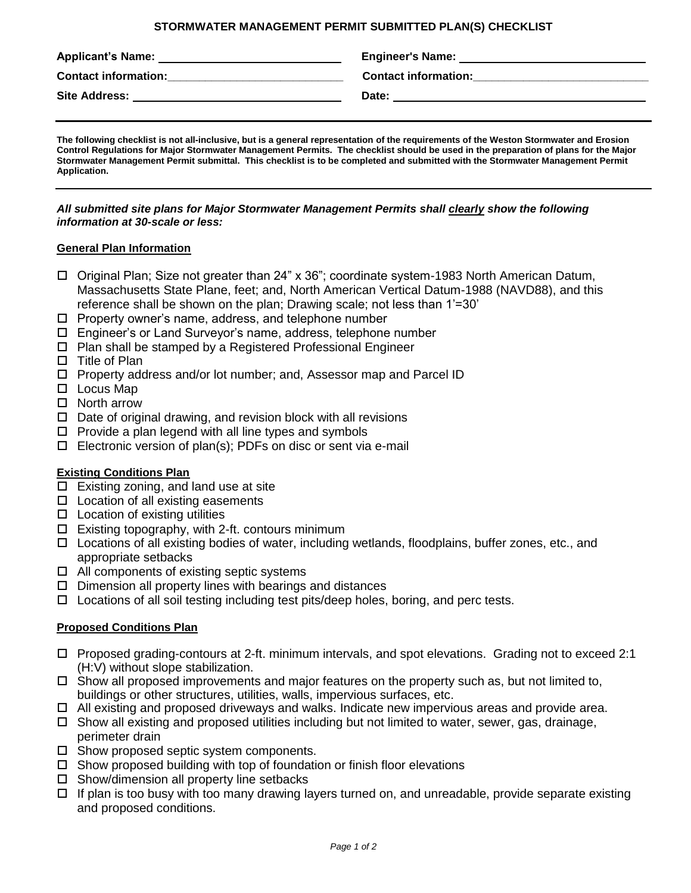# STORMWATER MANAGEMENT PERMIT SUBMITTED PLAN(S) CHECKLIST

**Applicant's Name:** ____________________________ **Engineer's Name:** ____________________________

**Contact information:** ____________________________ **Contact information:** ____________________________

**Site Address:** ____________________________ **Date:** ____________________________

---

**The following checklist is not all-inclusive, but is a general representation of the requirements of the Weston Stormwater and Erosion Control Regulations for Major Stormwater Management Permits. The checklist should be used in the preparation of plans for the Major Stormwater Management Permit submittal. This checklist is to be completed and submitted with the Stormwater Management Permit Application.**

---

***All submitted site plans for Major Stormwater Management Permits shall clearly show the following information at 30-scale or less:***

**General Plan Information**

- ☐ Original Plan; Size not greater than 24" x 36"; coordinate system-1983 North American Datum, Massachusetts State Plane, feet; and, North American Vertical Datum-1988 (NAVD88), and this reference shall be shown on the plan; Drawing scale; not less than 1'=30'
- ☐ Property owner's name, address, and telephone number
- ☐ Engineer's or Land Surveyor's name, address, telephone number
- ☐ Plan shall be stamped by a Registered Professional Engineer
- ☐ Title of Plan
- ☐ Property address and/or lot number; and, Assessor map and Parcel ID
- ☐ Locus Map
- ☐ North arrow
- ☐ Date of original drawing, and revision block with all revisions
- ☐ Provide a plan legend with all line types and symbols
- ☐ Electronic version of plan(s); PDFs on disc or sent via e-mail

**Existing Conditions Plan**

- ☐ Existing zoning, and land use at site
- ☐ Location of all existing easements
- ☐ Location of existing utilities
- ☐ Existing topography, with 2-ft. contours minimum
- ☐ Locations of all existing bodies of water, including wetlands, floodplains, buffer zones, etc., and appropriate setbacks
- ☐ All components of existing septic systems
- ☐ Dimension all property lines with bearings and distances
- ☐ Locations of all soil testing including test pits/deep holes, boring, and perc tests.

**Proposed Conditions Plan**

- ☐ Proposed grading-contours at 2-ft. minimum intervals, and spot elevations. Grading not to exceed 2:1 (H:V) without slope stabilization.
- ☐ Show all proposed improvements and major features on the property such as, but not limited to, buildings or other structures, utilities, walls, impervious surfaces, etc.
- ☐ All existing and proposed driveways and walks. Indicate new impervious areas and provide area.
- ☐ Show all existing and proposed utilities including but not limited to water, sewer, gas, drainage, perimeter drain
- ☐ Show proposed septic system components.
- ☐ Show proposed building with top of foundation or finish floor elevations
- ☐ Show/dimension all property line setbacks
- ☐ If plan is too busy with too many drawing layers turned on, and unreadable, provide separate existing and proposed conditions.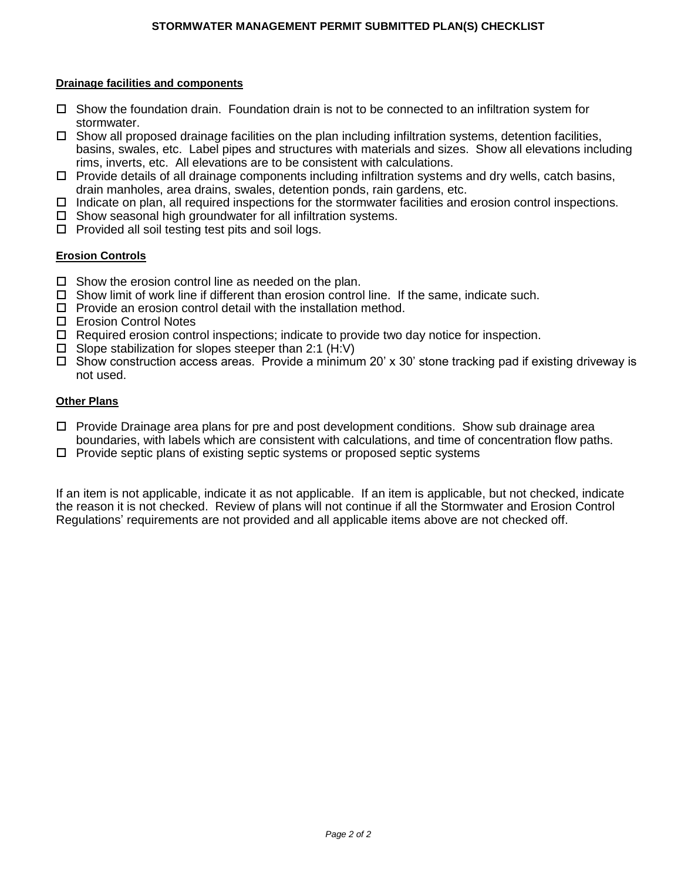## STORMWATER MANAGEMENT PERMIT SUBMITTED PLAN(S) CHECKLIST

**Drainage facilities and components**

- ☐ Show the foundation drain. Foundation drain is not to be connected to an infiltration system for stormwater.
- ☐ Show all proposed drainage facilities on the plan including infiltration systems, detention facilities, basins, swales, etc. Label pipes and structures with materials and sizes. Show all elevations including rims, inverts, etc. All elevations are to be consistent with calculations.
- ☐ Provide details of all drainage components including infiltration systems and dry wells, catch basins, drain manholes, area drains, swales, detention ponds, rain gardens, etc.
- ☐ Indicate on plan, all required inspections for the stormwater facilities and erosion control inspections.
- ☐ Show seasonal high groundwater for all infiltration systems.
- ☐ Provided all soil testing test pits and soil logs.

**Erosion Controls**

- ☐ Show the erosion control line as needed on the plan.
- ☐ Show limit of work line if different than erosion control line. If the same, indicate such.
- ☐ Provide an erosion control detail with the installation method.
- ☐ Erosion Control Notes
- ☐ Required erosion control inspections; indicate to provide two day notice for inspection.
- ☐ Slope stabilization for slopes steeper than 2:1 (H:V)
- ☐ Show construction access areas. Provide a minimum 20' x 30' stone tracking pad if existing driveway is not used.

**Other Plans**

- ☐ Provide Drainage area plans for pre and post development conditions. Show sub drainage area boundaries, with labels which are consistent with calculations, and time of concentration flow paths.
- ☐ Provide septic plans of existing septic systems or proposed septic systems

If an item is not applicable, indicate it as not applicable. If an item is applicable, but not checked, indicate the reason it is not checked. Review of plans will not continue if all the Stormwater and Erosion Control Regulations' requirements are not provided and all applicable items above are not checked off.